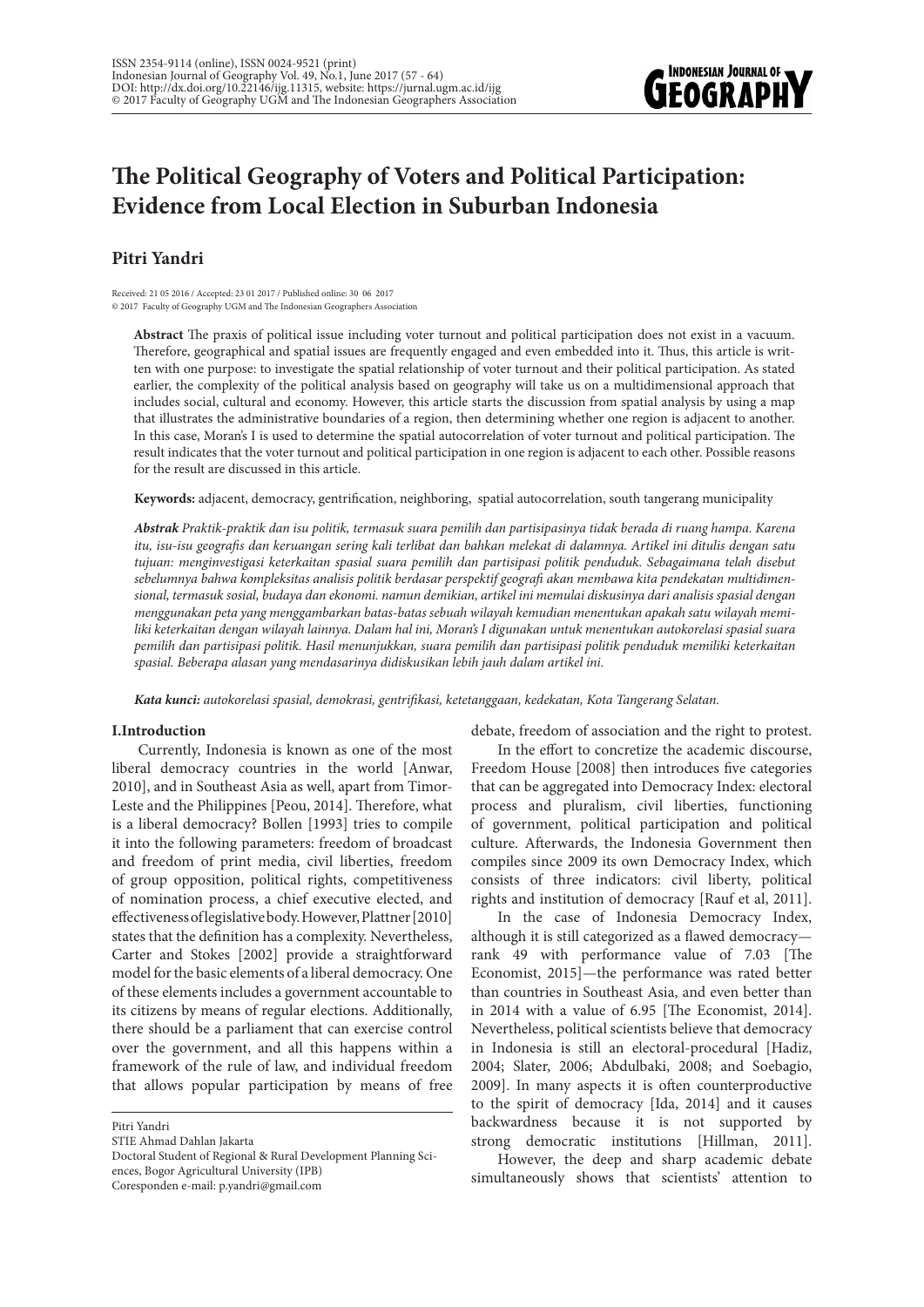# The Political Geography of Voters and Political Participation: Evidence from Local Election in Suburban Indonesia

**Pitri Yandri**

Received: 21 05 2016 / Accepted: 23 01 2017 / Published online: 30 06 2017
© 2017 Faculty of Geography UGM and The Indonesian Geographers Association

**Abstract** The praxis of political issue including voter turnout and political participation does not exist in a vacuum. Therefore, geographical and spatial issues are frequently engaged and even embedded into it. Thus, this article is written with one purpose: to investigate the spatial relationship of voter turnout and their political participation. As stated earlier, the complexity of the political analysis based on geography will take us on a multidimensional approach that includes social, cultural and economy. However, this article starts the discussion from spatial analysis by using a map that illustrates the administrative boundaries of a region, then determining whether one region is adjacent to another. In this case, Moran's I is used to determine the spatial autocorrelation of voter turnout and political participation. The result indicates that the voter turnout and political participation in one region is adjacent to each other. Possible reasons for the result are discussed in this article.

**Keywords:** adjacent, democracy, gentrification, neighboring, spatial autocorrelation, south tangerang municipality

***Abstrak*** *Praktik-praktik dan isu politik, termasuk suara pemilih dan partisipasinya tidak berada di ruang hampa. Karena itu, isu-isu geografis dan keruangan sering kali terlibat dan bahkan melekat di dalamnya. Artikel ini ditulis dengan satu tujuan: menginvestigasi keterkaitan spasial suara pemilih dan partisipasi politik penduduk. Sebagaimana telah disebut sebelumnya bahwa kompleksitas analisis politik berdasar perspektif geografi akan membawa kita pendekatan multidimensional, termasuk sosial, budaya dan ekonomi. namun demikian, artikel ini memulai diskusinya dari analisis spasial dengan menggunakan peta yang menggambarkan batas-batas sebuah wilayah kemudian menentukan apakah satu wilayah memiliki keterkaitan dengan wilayah lainnya. Dalam hal ini, Moran's I digunakan untuk menentukan autokorelasi spasial suara pemilih dan partisipasi politik. Hasil menunjukkan, suara pemilih dan partisipasi politik penduduk memiliki keterkaitan spasial. Beberapa alasan yang mendasarinya didiskusikan lebih jauh dalam artikel ini.*

***Kata kunci:*** *autokorelasi spasial, demokrasi, gentrifikasi, ketetanggaan, kedekatan, Kota Tangerang Selatan.*

## I.Introduction

Currently, Indonesia is known as one of the most liberal democracy countries in the world [Anwar, 2010], and in Southeast Asia as well, apart from Timor-Leste and the Philippines [Peou, 2014]. Therefore, what is a liberal democracy? Bollen [1993] tries to compile it into the following parameters: freedom of broadcast and freedom of print media, civil liberties, freedom of group opposition, political rights, competitiveness of nomination process, a chief executive elected, and effectiveness of legislative body. However, Plattner [2010] states that the definition has a complexity. Nevertheless, Carter and Stokes [2002] provide a straightforward model for the basic elements of a liberal democracy. One of these elements includes a government accountable to its citizens by means of regular elections. Additionally, there should be a parliament that can exercise control over the government, and all this happens within a framework of the rule of law, and individual freedom that allows popular participation by means of free debate, freedom of association and the right to protest.

In the effort to concretize the academic discourse, Freedom House [2008] then introduces five categories that can be aggregated into Democracy Index: electoral process and pluralism, civil liberties, functioning of government, political participation and political culture. Afterwards, the Indonesia Government then compiles since 2009 its own Democracy Index, which consists of three indicators: civil liberty, political rights and institution of democracy [Rauf et al, 2011].

In the case of Indonesia Democracy Index, although it is still categorized as a flawed democracy—rank 49 with performance value of 7.03 [The Economist, 2015]—the performance was rated better than countries in Southeast Asia, and even better than in 2014 with a value of 6.95 [The Economist, 2014]. Nevertheless, political scientists believe that democracy in Indonesia is still an electoral-procedural [Hadiz, 2004; Slater, 2006; Abdulbaki, 2008; and Soebagio, 2009]. In many aspects it is often counterproductive to the spirit of democracy [Ida, 2014] and it causes backwardness because it is not supported by strong democratic institutions [Hillman, 2011].

However, the deep and sharp academic debate simultaneously shows that scientists' attention to

---

Pitri Yandri
STIE Ahmad Dahlan Jakarta
Doctoral Student of Regional & Rural Development Planning Sciences, Bogor Agricultural University (IPB)
Coresponden e-mail: p.yandri@gmail.com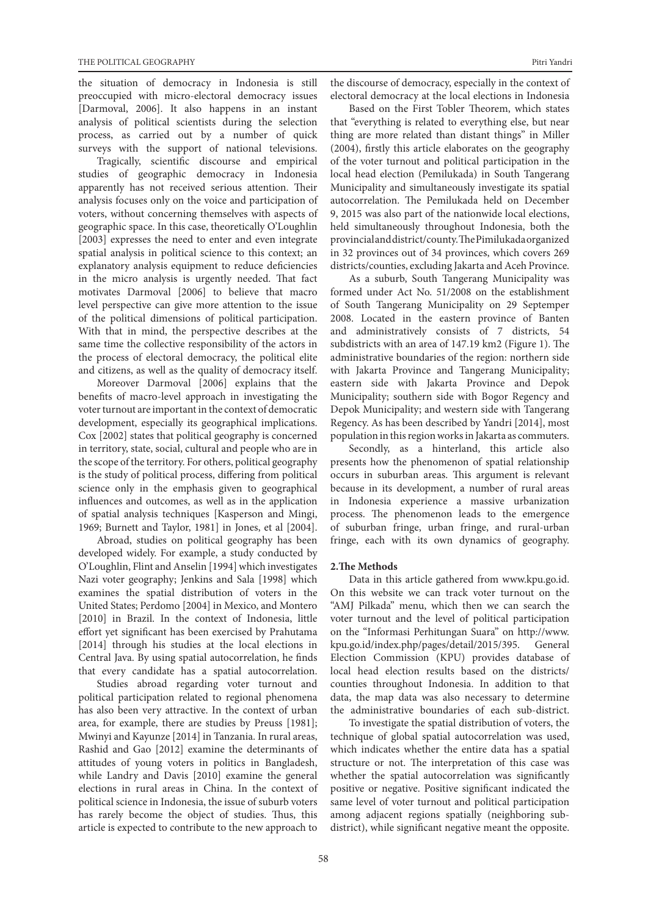the situation of democracy in Indonesia is still preoccupied with micro-electoral democracy issues [Darmoval, 2006]. It also happens in an instant analysis of political scientists during the selection process, as carried out by a number of quick surveys with the support of national televisions.

Tragically, scientific discourse and empirical studies of geographic democracy in Indonesia apparently has not received serious attention. Their analysis focuses only on the voice and participation of voters, without concerning themselves with aspects of geographic space. In this case, theoretically O'Loughlin [2003] expresses the need to enter and even integrate spatial analysis in political science to this context; an explanatory analysis equipment to reduce deficiencies in the micro analysis is urgently needed. That fact motivates Darmoval [2006] to believe that macro level perspective can give more attention to the issue of the political dimensions of political participation. With that in mind, the perspective describes at the same time the collective responsibility of the actors in the process of electoral democracy, the political elite and citizens, as well as the quality of democracy itself.

Moreover Darmoval [2006] explains that the benefits of macro-level approach in investigating the voter turnout are important in the context of democratic development, especially its geographical implications. Cox [2002] states that political geography is concerned in territory, state, social, cultural and people who are in the scope of the territory. For others, political geography is the study of political process, differing from political science only in the emphasis given to geographical influences and outcomes, as well as in the application of spatial analysis techniques [Kasperson and Mingi, 1969; Burnett and Taylor, 1981] in Jones, et al [2004].

Abroad, studies on political geography has been developed widely. For example, a study conducted by O'Loughlin, Flint and Anselin [1994] which investigates Nazi voter geography; Jenkins and Sala [1998] which examines the spatial distribution of voters in the United States; Perdomo [2004] in Mexico, and Montero [2010] in Brazil. In the context of Indonesia, little effort yet significant has been exercised by Prahutama [2014] through his studies at the local elections in Central Java. By using spatial autocorrelation, he finds that every candidate has a spatial autocorrelation.

Studies abroad regarding voter turnout and political participation related to regional phenomena has also been very attractive. In the context of urban area, for example, there are studies by Preuss [1981]; Mwinyi and Kayunze [2014] in Tanzania. In rural areas, Rashid and Gao [2012] examine the determinants of attitudes of young voters in politics in Bangladesh, while Landry and Davis [2010] examine the general elections in rural areas in China. In the context of political science in Indonesia, the issue of suburb voters has rarely become the object of studies. Thus, this article is expected to contribute to the new approach to the discourse of democracy, especially in the context of electoral democracy at the local elections in Indonesia

Based on the First Tobler Theorem, which states that "everything is related to everything else, but near thing are more related than distant things" in Miller (2004), firstly this article elaborates on the geography of the voter turnout and political participation in the local head election (Pemilukada) in South Tangerang Municipality and simultaneously investigate its spatial autocorrelation. The Pemilukada held on December 9, 2015 was also part of the nationwide local elections, held simultaneously throughout Indonesia, both the provincial and district/county. The Pimilukada organized in 32 provinces out of 34 provinces, which covers 269 districts/counties, excluding Jakarta and Aceh Province.

As a suburb, South Tangerang Municipality was formed under Act No. 51/2008 on the establishment of South Tangerang Municipality on 29 Septemper 2008. Located in the eastern province of Banten and administratively consists of 7 districts, 54 subdistricts with an area of 147.19 km2 (Figure 1). The administrative boundaries of the region: northern side with Jakarta Province and Tangerang Municipality; eastern side with Jakarta Province and Depok Municipality; southern side with Bogor Regency and Depok Municipality; and western side with Tangerang Regency. As has been described by Yandri [2014], most population in this region works in Jakarta as commuters.

Secondly, as a hinterland, this article also presents how the phenomenon of spatial relationship occurs in suburban areas. This argument is relevant because in its development, a number of rural areas in Indonesia experience a massive urbanization process. The phenomenon leads to the emergence of suburban fringe, urban fringe, and rural-urban fringe, each with its own dynamics of geography.

## 2. The Methods

Data in this article gathered from www.kpu.go.id. On this website we can track voter turnout on the "AMJ Pilkada" menu, which then we can search the voter turnout and the level of political participation on the "Informasi Perhitungan Suara" on http://www.kpu.go.id/index.php/pages/detail/2015/395. General Election Commission (KPU) provides database of local head election results based on the districts/counties throughout Indonesia. In addition to that data, the map data was also necessary to determine the administrative boundaries of each sub-district.

To investigate the spatial distribution of voters, the technique of global spatial autocorrelation was used, which indicates whether the entire data has a spatial structure or not. The interpretation of this case was whether the spatial autocorrelation was significantly positive or negative. Positive significant indicated the same level of voter turnout and political participation among adjacent regions spatially (neighboring sub-district), while significant negative meant the opposite.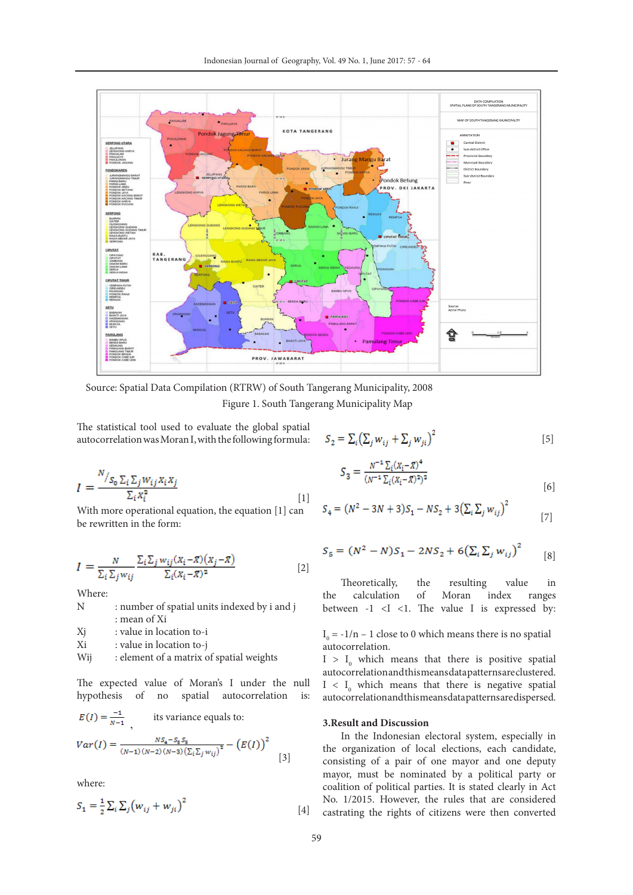Source: Spatial Data Compilation (RTRW) of South Tangerang Municipality, 2008

Figure 1. South Tangerang Municipality Map

The statistical tool used to evaluate the global spatial autocorrelation was Moran I, with the following formula:

$$I = \frac{N/_{S_0} \sum_i \sum_j W_{ij} X_i X_j}{\sum_i X_i^2} \quad [1]$$

With more operational equation, the equation [1] can be rewritten in the form:

$$I = \frac{N}{\sum_i \sum_j w_{ij}} \frac{\sum_i \sum_j w_{ij}(X_i - \bar{X})(X_j - \bar{X})}{\sum_i (X_i - \bar{X})^2} \quad [2]$$

Where:

N : number of spatial units indexed by i and j
 : mean of Xi
Xj : value in location to-i
Xi : value in location to-j
Wij : element of a matrix of spatial weights

The expected value of Moran's I under the null hypothesis of no spatial autocorrelation is:

$E(I) = \frac{-1}{N-1}$ , its variance equals to:

$$Var(I) = \frac{NS_4 - S_3 S_5}{(N-1)(N-2)(N-3)(\sum_i \sum_j w_{ij})^2} - (E(I))^2 \quad [3]$$

where:

$$S_1 = \frac{1}{2} \sum_i \sum_j (w_{ij} + w_{ji})^2 \quad [4]$$

$$S_2 = \sum_i (\sum_j w_{ij} + \sum_j w_{ji})^2 \quad [5]$$

$$S_3 = \frac{N^{-1} \sum_i (X_i - \bar{X})^4}{(N^{-1} \sum_i (X_i - \bar{X})^2)^2} \quad [6]$$

$$S_4 = (N^2 - 3N + 3)S_1 - NS_2 + 3(\sum_i \sum_j w_{ij})^2 \quad [7]$$

$$S_5 = (N^2 - N)S_1 - 2NS_2 + 6(\sum_i \sum_j w_{ij})^2 \quad [8]$$

Theoretically, the resulting value in the calculation of Moran index ranges between -1 <I <1. The value I is expressed by:

$I_0 = -1/n - 1$ close to 0 which means there is no spatial autocorrelation.

$I > I_0$ which means that there is positive spatial autocorrelation and this means data patterns are clustered.

$I < I_0$ which means that there is negative spatial autocorrelation and this means data patterns are dispersed.

## 3. Result and Discussion

In the Indonesian electoral system, especially in the organization of local elections, each candidate, consisting of a pair of one mayor and one deputy mayor, must be nominated by a political party or coalition of political parties. It is stated clearly in Act No. 1/2015. However, the rules that are considered castrating the rights of citizens were then converted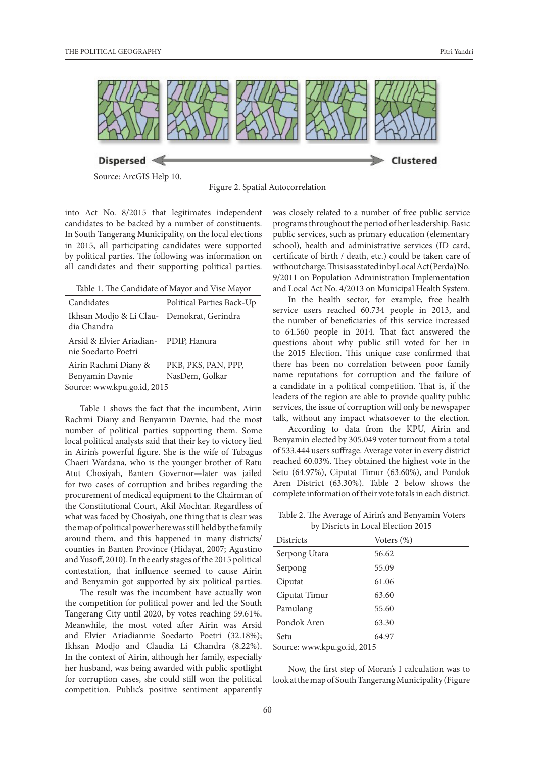Source: ArcGIS Help 10.

Figure 2. Spatial Autocorrelation

into Act No. 8/2015 that legitimates independent candidates to be backed by a number of constituents. In South Tangerang Municipality, on the local elections in 2015, all participating candidates were supported by political parties. The following was information on all candidates and their supporting political parties.

Table 1. The Candidate of Mayor and Vise Mayor

| Candidates | Political Parties Back-Up |
|---|---|
| Ikhsan Modjo & Li Claudia Chandra | Demokrat, Gerindra |
| Arsid & Elvier Ariadiannie Soedarto Poetri | PDIP, Hanura |
| Airin Rachmi Diany & Benyamin Davnie | PKB, PKS, PAN, PPP, NasDem, Golkar |

Source: www.kpu.go.id, 2015

Table 1 shows the fact that the incumbent, Airin Rachmi Diany and Benyamin Davnie, had the most number of political parties supporting them. Some local political analysts said that their key to victory lied in Airin's powerful figure. She is the wife of Tubagus Chaeri Wardana, who is the younger brother of Ratu Atut Chosiyah, Banten Governor—later was jailed for two cases of corruption and bribes regarding the procurement of medical equipment to the Chairman of the Constitutional Court, Akil Mochtar. Regardless of what was faced by Chosiyah, one thing that is clear was the map of political power here was still held by the family around them, and this happened in many districts/counties in Banten Province (Hidayat, 2007; Agustino and Yusoff, 2010). In the early stages of the 2015 political contestation, that influence seemed to cause Airin and Benyamin got supported by six political parties.

The result was the incumbent have actually won the competition for political power and led the South Tangerang City until 2020, by votes reaching 59.61%. Meanwhile, the most voted after Airin was Arsid and Elvier Ariadiannie Soedarto Poetri (32.18%); Ikhsan Modjo and Claudia Li Chandra (8.22%). In the context of Airin, although her family, especially her husband, was being awarded with public spotlight for corruption cases, she could still won the political competition. Public's positive sentiment apparently was closely related to a number of free public service programs throughout the period of her leadership. Basic public services, such as primary education (elementary school), health and administrative services (ID card, certificate of birth / death, etc.) could be taken care of without charge. This is as stated in by Local Act (Perda) No. 9/2011 on Population Administration Implementation and Local Act No. 4/2013 on Municipal Health System.

In the health sector, for example, free health service users reached 60.734 people in 2013, and the number of beneficiaries of this service increased to 64.560 people in 2014. That fact answered the questions about why public still voted for her in the 2015 Election. This unique case confirmed that there has been no correlation between poor family name reputations for corruption and the failure of a candidate in a political competition. That is, if the leaders of the region are able to provide quality public services, the issue of corruption will only be newspaper talk, without any impact whatsoever to the election.

According to data from the KPU, Airin and Benyamin elected by 305.049 voter turnout from a total of 533.444 users suffrage. Average voter in every district reached 60.03%. They obtained the highest vote in the Setu (64.97%), Ciputat Timur (63.60%), and Pondok Aren District (63.30%). Table 2 below shows the complete information of their vote totals in each district.

Table 2. The Average of Airin's and Benyamin Voters by Disricts in Local Election 2015

| Districts | Voters (%) |
|---|---|
| Serpong Utara | 56.62 |
| Serpong | 55.09 |
| Ciputat | 61.06 |
| Ciputat Timur | 63.60 |
| Pamulang | 55.60 |
| Pondok Aren | 63.30 |
| Setu | 64.97 |

Source: www.kpu.go.id, 2015

Now, the first step of Moran's I calculation was to look at the map of South Tangerang Municipality (Figure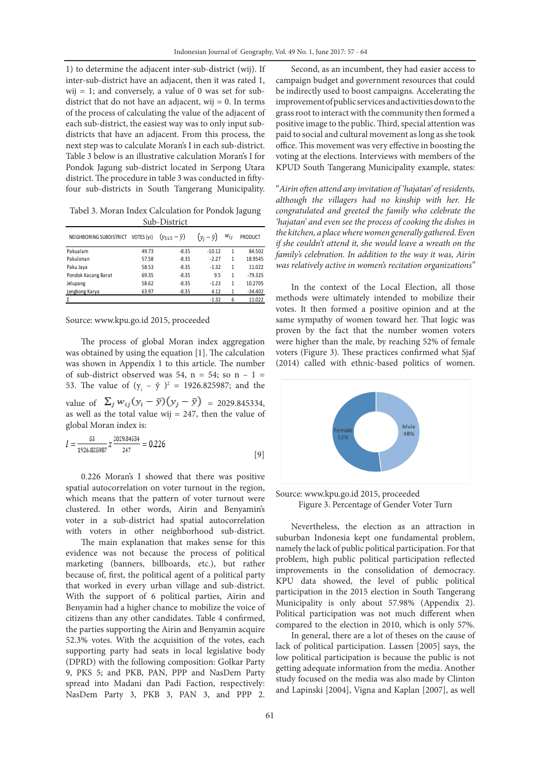1) to determine the adjacent inter-sub-district (wij). If inter-sub-district have an adjacent, then it was rated 1, wij = 1; and conversely, a value of 0 was set for sub-district that do not have an adjacent, wij = 0. In terms of the process of calculating the value of the adjacent of each sub-district, the easiest way was to only input sub-districts that have an adjacent. From this process, the next step was to calculate Moran's I in each sub-district. Table 3 below is an illustrative calculation Moran's I for Pondok Jagung sub-district located in Serpong Utara district. The procedure in table 3 was conducted in fifty-four sub-districts in South Tangerang Municipality.

Tabel 3. Moran Index Calculation for Pondok Jagung Sub-District

| NEIGHBORING SUBDISTRICT | VOTES (yi) | $(y_{51.5} - \bar{y})$ | $(y_j - \bar{y})$ | $w_{ij}$ | PRODUCT |
|---|---|---|---|---|---|
| Pakualam | 49.73 | -8.35 | -10.12 | 1 | 84.502 |
| Pakulonan | 57.58 | -8.35 | -2.27 | 1 | 18.9545 |
| Paku Jaya | 58.53 | -8.35 | -1.32 | 1 | 11.022 |
| Pondok Kacang Barat | 69.35 | -8.35 | 9.5 | 1 | -79.325 |
| Jelupang | 58.62 | -8.35 | -1.23 | 1 | 10.2705 |
| Lengkong Karya | 63.97 | -8.35 | 4.12 | 1 | -34.402 |
| Σ | | | -1.32 | 6 | 11.022 |

Source: www.kpu.go.id 2015, proceeded

The process of global Moran index aggregation was obtained by using the equation [1]. The calculation was shown in Appendix 1 to this article. The number of sub-district observed was 54, n = 54; so n – 1 = 53. The value of $(y_i - \bar{y})^2$ = 1926.825987; and the value of $\sum_j w_{ij}(y_i - \bar{y})(y_j - \bar{y})$ = 2029.845334, as well as the total value wij = 247, then the value of global Moran index is:

$$I = \frac{53}{1926.825987} x \frac{2029.84534}{247} = 0.226 \quad [9]$$

0.226 Moran's I showed that there was positive spatial autocorrelation on voter turnout in the region, which means that the pattern of voter turnout were clustered. In other words, Airin and Benyamin's voter in a sub-district had spatial autocorrelation with voters in other neighborhood sub-district.

The main explanation that makes sense for this evidence was not because the process of political marketing (banners, billboards, etc.), but rather because of, first, the political agent of a political party that worked in every urban village and sub-district. With the support of 6 political parties, Airin and Benyamin had a higher chance to mobilize the voice of citizens than any other candidates. Table 4 confirmed, the parties supporting the Airin and Benyamin acquire 52.3% votes. With the acquisition of the votes, each supporting party had seats in local legislative body (DPRD) with the following composition: Golkar Party 9, PKS 5; and PKB, PAN, PPP and NasDem Party spread into Madani dan Padi Faction, respectively: NasDem Party 3, PKB 3, PAN 3, and PPP 2.

Second, as an incumbent, they had easier access to campaign budget and government resources that could be indirectly used to boost campaigns. Accelerating the improvement of public services and activities down to the grass root to interact with the community then formed a positive image to the public. Third, special attention was paid to social and cultural movement as long as she took office. This movement was very effective in boosting the voting at the elections. Interviews with members of the KPUD South Tangerang Municipality example, states:

*"Airin often attend any invitation of 'hajatan' of residents, although the villagers had no kinship with her. He congratulated and greeted the family who celebrate the 'hajatan' and even see the process of cooking the dishes in the kitchen, a place where women generally gathered. Even if she couldn't attend it, she would leave a wreath on the family's celebration. In addition to the way it was, Airin was relatively active in women's recitation organizations"*

In the context of the Local Election, all those methods were ultimately intended to mobilize their votes. It then formed a positive opinion and at the same sympathy of women toward her. That logic was proven by the fact that the number women voters were higher than the male, by reaching 52% of female voters (Figure 3). These practices confirmed what Sjaf (2014) called with ethnic-based politics of women.

Source: www.kpu.go.id 2015, proceeded

Figure 3. Percentage of Gender Voter Turn

Nevertheless, the election as an attraction in suburban Indonesia kept one fundamental problem, namely the lack of public political participation. For that problem, high public political participation reflected improvements in the consolidation of democracy. KPU data showed, the level of public political participation in the 2015 election in South Tangerang Municipality is only about 57.98% (Appendix 2). Political participation was not much different when compared to the election in 2010, which is only 57%.

In general, there are a lot of theses on the cause of lack of political participation. Lassen [2005] says, the low political participation is because the public is not getting adequate information from the media. Another study focused on the media was also made by Clinton and Lapinski [2004], Vigna and Kaplan [2007], as well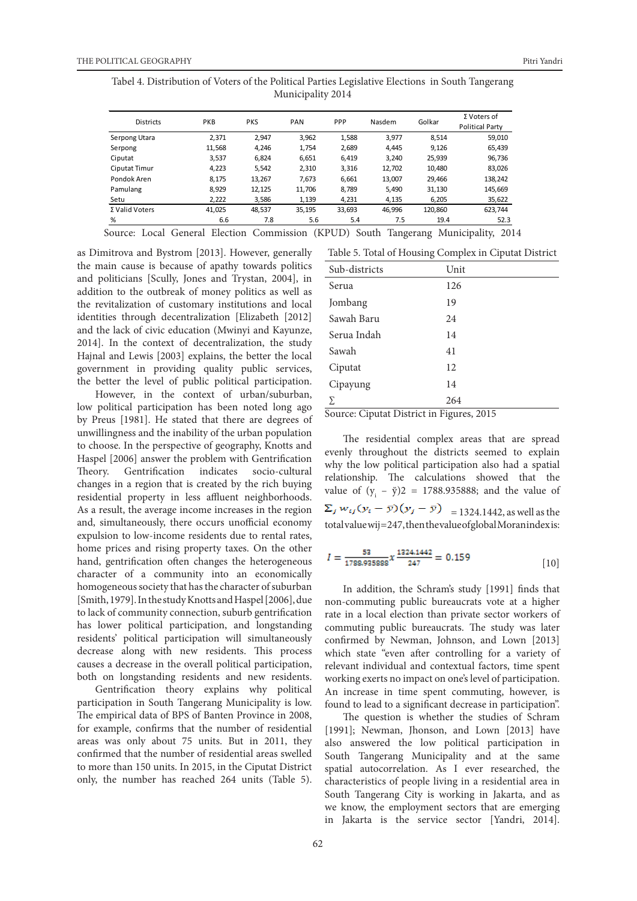Tabel 4. Distribution of Voters of the Political Parties Legislative Elections in South Tangerang Municipality 2014

| Districts | PKB | PKS | PAN | PPP | Nasdem | Golkar | Σ Voters of Political Party |
|---|---|---|---|---|---|---|---|
| Serpong Utara | 2,371 | 2,947 | 3,962 | 1,588 | 3,977 | 8,514 | 59,010 |
| Serpong | 11,568 | 4,246 | 1,754 | 2,689 | 4,445 | 9,126 | 65,439 |
| Ciputat | 3,537 | 6,824 | 6,651 | 6,419 | 3,240 | 25,939 | 96,736 |
| Ciputat Timur | 4,223 | 5,542 | 2,310 | 3,316 | 12,702 | 10,480 | 83,026 |
| Pondok Aren | 8,175 | 13,267 | 7,673 | 6,661 | 13,007 | 29,466 | 138,242 |
| Pamulang | 8,929 | 12,125 | 11,706 | 8,789 | 5,490 | 31,130 | 145,669 |
| Setu | 2,222 | 3,586 | 1,139 | 4,231 | 4,135 | 6,205 | 35,622 |
| Σ Valid Voters | 41,025 | 48,537 | 35,195 | 33,693 | 46,996 | 120,860 | 623,744 |
| % | 6.6 | 7.8 | 5.6 | 5.4 | 7.5 | 19.4 | 52.3 |

Source: Local General Election Commission (KPUD) South Tangerang Municipality, 2014

as Dimitrova and Bystrom [2013]. However, generally the main cause is because of apathy towards politics and politicians [Scully, Jones and Trystan, 2004], in addition to the outbreak of money politics as well as the revitalization of customary institutions and local identities through decentralization [Elizabeth [2012] and the lack of civic education (Mwinyi and Kayunze, 2014]. In the context of decentralization, the study Hajnal and Lewis [2003] explains, the better the local government in providing quality public services, the better the level of public political participation.

However, in the context of urban/suburban, low political participation has been noted long ago by Preus [1981]. He stated that there are degrees of unwillingness and the inability of the urban population to choose. In the perspective of geography, Knotts and Haspel [2006] answer the problem with Gentrification Theory. Gentrification indicates socio-cultural changes in a region that is created by the rich buying residential property in less affluent neighborhoods. As a result, the average income increases in the region and, simultaneously, there occurs unofficial economy expulsion to low-income residents due to rental rates, home prices and rising property taxes. On the other hand, gentrification often changes the heterogeneous character of a community into an economically homogeneous society that has the character of suburban [Smith, 1979]. In the study Knotts and Haspel [2006], due to lack of community connection, suburb gentrification has lower political participation, and longstanding residents' political participation will simultaneously decrease along with new residents. This process causes a decrease in the overall political participation, both on longstanding residents and new residents.

Gentrification theory explains why political participation in South Tangerang Municipality is low. The empirical data of BPS of Banten Province in 2008, for example, confirms that the number of residential areas was only about 75 units. But in 2011, they confirmed that the number of residential areas swelled to more than 150 units. In 2015, in the Ciputat District only, the number has reached 264 units (Table 5).

Table 5. Total of Housing Complex in Ciputat District

| Sub-districts | Unit |
|---|---|
| Serua | 126 |
| Jombang | 19 |
| Sawah Baru | 24 |
| Serua Indah | 14 |
| Sawah | 41 |
| Ciputat | 12 |
| Cipayung | 14 |
| ∑ | 264 |

Source: Ciputat District in Figures, 2015

The residential complex areas that are spread evenly throughout the districts seemed to explain why the low political participation also had a spatial relationship. The calculations showed that the value of $(y_i - \bar{y})2$ = 1788.935888; and the value of $\sum_j w_{ij}(y_i - \bar{y})(y_j - \bar{y})$ = 1324.1442, as well as the total value wij = 247, then the value of global Moran index is:

$$I = \frac{53}{1788.935888} x \frac{1324.1442}{247} = 0.159 \quad [10]$$

In addition, the Schram's study [1991] finds that non-commuting public bureaucrats vote at a higher rate in a local election than private sector workers of commuting public bureaucrats. The study was later confirmed by Newman, Johnson, and Lown [2013] which state "even after controlling for a variety of relevant individual and contextual factors, time spent working exerts no impact on one's level of participation. An increase in time spent commuting, however, is found to lead to a significant decrease in participation".

The question is whether the studies of Schram [1991]; Newman, Jhonson, and Lown [2013] have also answered the low political participation in South Tangerang Municipality and at the same spatial autocorrelation. As I ever researched, the characteristics of people living in a residential area in South Tangerang City is working in Jakarta, and as we know, the employment sectors that are emerging in Jakarta is the service sector [Yandri, 2014].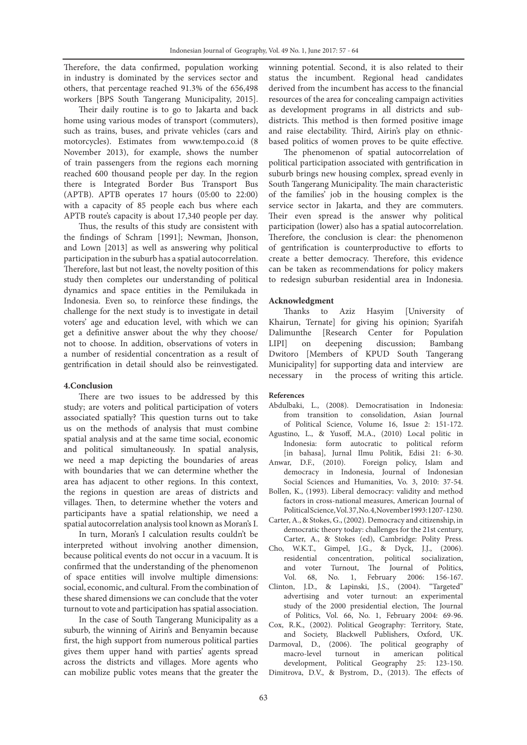Therefore, the data confirmed, population working in industry is dominated by the services sector and others, that percentage reached 91.3% of the 656,498 workers [BPS South Tangerang Municipality, 2015].

Their daily routine is to go to Jakarta and back home using various modes of transport (commuters), such as trains, buses, and private vehicles (cars and motorcycles). Estimates from www.tempo.co.id (8 November 2013), for example, shows the number of train passengers from the regions each morning reached 600 thousand people per day. In the region there is Integrated Border Bus Transport Bus (APTB). APTB operates 17 hours (05:00 to 22:00) with a capacity of 85 people each bus where each APTB route's capacity is about 17,340 people per day.

Thus, the results of this study are consistent with the findings of Schram [1991]; Newman, Jhonson, and Lown [2013] as well as answering why political participation in the suburb has a spatial autocorrelation. Therefore, last but not least, the novelty position of this study then completes our understanding of political dynamics and space entities in the Pemilukada in Indonesia. Even so, to reinforce these findings, the challenge for the next study is to investigate in detail voters' age and education level, with which we can get a definitive answer about the why they choose/ not to choose. In addition, observations of voters in a number of residential concentration as a result of gentrification in detail should also be reinvestigated.

## 4.Conclusion

There are two issues to be addressed by this study; are voters and political participation of voters associated spatially? This question turns out to take us on the methods of analysis that must combine spatial analysis and at the same time social, economic and political simultaneously. In spatial analysis, we need a map depicting the boundaries of areas with boundaries that we can determine whether the area has adjacent to other regions. In this context, the regions in question are areas of districts and villages. Then, to determine whether the voters and participants have a spatial relationship, we need a spatial autocorrelation analysis tool known as Moran's I.

In turn, Moran's I calculation results couldn't be interpreted without involving another dimension, because political events do not occur in a vacuum. It is confirmed that the understanding of the phenomenon of space entities will involve multiple dimensions: social, economic, and cultural. From the combination of these shared dimensions we can conclude that the voter turnout to vote and participation has spatial association.

In the case of South Tangerang Municipality as a suburb, the winning of Airin's and Benyamin because first, the high support from numerous political parties gives them upper hand with parties' agents spread across the districts and villages. More agents who can mobilize public votes means that the greater the winning potential. Second, it is also related to their status the incumbent. Regional head candidates derived from the incumbent has access to the financial resources of the area for concealing campaign activities as development programs in all districts and sub-districts. This method is then formed positive image and raise electability. Third, Airin's play on ethnic-based politics of women proves to be quite effective.

The phenomenon of spatial autocorrelation of political participation associated with gentrification in suburb brings new housing complex, spread evenly in South Tangerang Municipality. The main characteristic of the families' job in the housing complex is the service sector in Jakarta, and they are commuters. Their even spread is the answer why political participation (lower) also has a spatial autocorrelation. Therefore, the conclusion is clear: the phenomenon of gentrification is counterproductive to efforts to create a better democracy. Therefore, this evidence can be taken as recommendations for policy makers to redesign suburban residential area in Indonesia.

## Acknowledgment

Thanks to Aziz Hasyim [University of Khairun, Ternate] for giving his opinion; Syarifah Dalimunthe [Research Center for Population LIPI] on deepening discussion; Bambang Dwitoro [Members of KPUD South Tangerang Municipality] for supporting data and interview are necessary in the process of writing this article.

## References

Abdulbaki, L., (2008). Democratisation in Indonesia: from transition to consolidation, Asian Journal of Political Science, Volume 16, Issue 2: 151-172.

Agustino, L., & Yusoff, M.A., (2010) Local politic in Indonesia: form autocratic to political reform [in bahasa], Jurnal Ilmu Politik, Edisi 21: 6-30.

Anwar, D.F., (2010). Foreign policy, Islam and democracy in Indonesia, Journal of Indonesian Social Sciences and Humanities, Vo. 3, 2010: 37-54.

Bollen, K., (1993). Liberal democracy: validity and method factors in cross-national measures, American Journal of Political Science, Vol. 37, No. 4, November 1993: 1207-1230.

Carter, A., & Stokes, G., (2002). Democracy and citizenship, in democratic theory today: challenges for the 21st century, Carter, A., & Stokes (ed), Cambridge: Polity Press.

Cho, W.K.T., Gimpel, J.G., & Dyck, J.J., (2006). residential concentration, political socialization, and voter Turnout, The Journal of Politics, Vol. 68, No. 1, February 2006: 156-167.

Clinton, J.D., & Lapinski, J.S., (2004). "Targeted" advertising and voter turnout: an experimental study of the 2000 presidential election, The Journal of Politics, Vol. 66, No. 1, February 2004: 69-96.

Cox, R.K., (2002). Political Geography: Territory, State, and Society, Blackwell Publishers, Oxford, UK.

Darmoval, D., (2006). The political geography of macro-level turnout in american political development, Political Geography 25: 123-150.

Dimitrova, D.V., & Bystrom, D., (2013). The effects of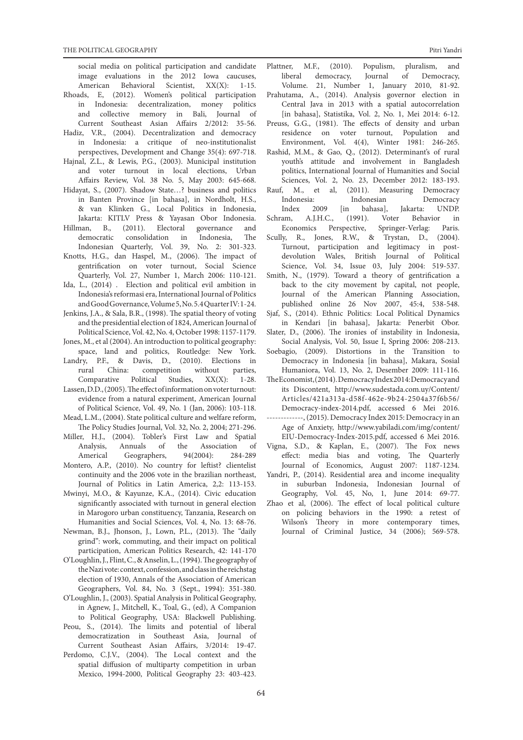social media on political participation and candidate image evaluations in the 2012 Iowa caucuses, American Behavioral Scientist, XX(X): 1-15.

Rhoads, E, (2012). Women's political participation in Indonesia: decentralization, money politics and collective memory in Bali, Journal of Current Southeast Asian Affairs 2/2012: 35-56.

Hadiz, V.R., (2004). Decentralization and democracy in Indonesia: a critique of neo-institutionalist perspectives, Development and Change 35(4): 697-718.

Hajnal, Z.L., & Lewis, P.G., (2003). Municipal institution and voter turnout in local elections, Urban Affairs Review, Vol. 38 No. 5, May 2003: 645-668.

Hidayat, S., (2007). Shadow State…? business and politics in Banten Province [in bahasa], in Nordholt, H.S., & van Klinken G., Local Politics in Indonesia, Jakarta: KITLV Press & Yayasan Obor Indonesia.

Hillman, B., (2011). Electoral governance and democratic consolidation in Indonesia, The Indonesian Quarterly, Vol. 39, No. 2: 301-323.

Knotts, H.G., dan Haspel, M., (2006). The impact of gentrification on voter turnout, Social Science Quarterly, Vol. 27, Number 1, March 2006: 110-121.

Ida, L., (2014) . Election and political evil ambition in Indonesia's reformasi era, International Journal of Politics and Good Governance, Volume 5, No. 5.4 Quarter IV: 1-24.

Jenkins, J.A., & Sala, B.R., (1998). The spatial theory of voting and the presidential election of 1824, American Journal of Political Science, Vol. 42, No. 4, October 1998: 1157-1179.

Jones, M., et al (2004). An introduction to political geography: space, land and politics, Routledge: New York.

Landry, P.F., & Davis, D., (2010). Elections in rural China: competition without parties, Comparative Political Studies, XX(X): 1-28.

Lassen, D.D., (2005). The effect of information on voter turnout: evidence from a natural experiment, American Journal of Political Science, Vol. 49, No. 1 (Jan, 2006): 103-118.

Mead, L.M., (2004). State political culture and welfare reform, The Policy Studies Journal, Vol. 32, No. 2, 2004; 271-296.

Miller, H.J., (2004). Tobler's First Law and Spatial Analysis, Annuals of the Association of Americal Geographers, 94(2004): 284-289

Montero, A.P., (2010). No country for leftist? clientelist continuity and the 2006 vote in the brazilian northeast, Journal of Politics in Latin America, 2,2: 113-153.

Mwinyi, M.O., & Kayunze, K.A., (2014). Civic education significantly associated with turnout in general election in Marogoro urban constituency, Tanzania, Research on Humanities and Social Sciences, Vol. 4, No. 13: 68-76.

Newman, B.J., Jhonson, J., Lown, P.L., (2013). The "daily grind": work, commuting, and their impact on political participation, American Politics Research, 42: 141-170

O'Loughlin, J., Flint, C., & Anselin, L., (1994). The geography of the Nazi vote: context, confession, and class in the reichstag election of 1930, Annals of the Association of American Geographers, Vol. 84, No. 3 (Sept., 1994): 351-380.

O'Loughlin, J., (2003). Spatial Analysis in Political Geography, in Agnew, J., Mitchell, K., Toal, G., (ed), A Companion to Political Geography, USA: Blackwell Publishing.

Peou, S., (2014). The limits and potential of liberal democratization in Southeast Asia, Journal of Current Southeast Asian Affairs, 3/2014: 19-47.

Perdomo, C.J.V., (2004). The Local context and the spatial diffusion of multiparty competition in urban Mexico, 1994-2000, Political Geography 23: 403-423.

Plattner, M.F., (2010). Populism, pluralism, and liberal democracy, Journal of Democracy, Volume. 21, Number 1, January 2010, 81-92.

Prahutama, A., (2014). Analysis governor election in Central Java in 2013 with a spatial autocorrelation [in bahasa], Statistika, Vol. 2, No. 1, Mei 2014: 6-12.

Preuss, G.G., (1981). The effects of density and urban residence on voter turnout, Population and Environment, Vol. 4(4), Winter 1981: 246-265.

Rashid, M.M., & Gao, Q., (2012). Determinant's of rural youth's attitude and involvement in Bangladesh politics, International Journal of Humanities and Social Sciences, Vol. 2, No. 23, December 2012: 183-193.

Rauf, M., et al, (2011). Measuring Democracy Indonesia: Indonesian Democracy Index 2009 [in bahasa], Jakarta: UNDP.

Schram, A.J.H.C., (1991). Voter Behavior in Economics Perspective, Springer-Verlag: Paris.

Scully, R., Jones, R.W., & Trystan, D., (2004). Turnout, participation and legitimacy in post-devolution Wales, British Journal of Political Science, Vol. 34, Issue 03, July 2004: 519-537.

Smith, N., (1979). Toward a theory of gentrification a back to the city movement by capital, not people, Journal of the American Planning Association, published online 26 Nov 2007, 45:4, 538-548.

Sjaf, S., (2014). Ethnic Politics: Local Political Dynamics in Kendari [in bahasa], Jakarta: Penerbit Obor.

Slater, D., (2006). The ironies of instability in Indonesia, Social Analysis, Vol. 50, Issue I, Spring 2006: 208-213.

Soebagio, (2009). Distortions in the Transition to Democracy in Indonesia [in bahasa], Makara, Sosial Humaniora, Vol. 13, No. 2, Desember 2009: 111-116.

The Economist, (2014). Democracy Index 2014: Democracy and its Discontent, http://www.sudestada.com.uy/Content/Articles/421a313a-d58f-462e-9b24-2504a37f6b56/Democracy-index-2014.pdf, accessed 6 Mei 2016.

-------------, (2015). Democracy Index 2015: Democracy in an Age of Anxiety, http://www.yabiladi.com/img/content/EIU-Democracy-Index-2015.pdf, accessed 6 Mei 2016.

Vigna, S.D., & Kaplan, E., (2007). The Fox news effect: media bias and voting, The Quarterly Journal of Economics, August 2007: 1187-1234.

Yandri, P., (2014). Residential area and income inequality in suburban Indonesia, Indonesian Journal of Geography, Vol. 45, No, 1, June 2014: 69-77.

Zhao et al, (2006). The effect of local political culture on policing behaviors in the 1990: a retest of Wilson's Theory in more contemporary times, Journal of Criminal Justice, 34 (2006); 569-578.